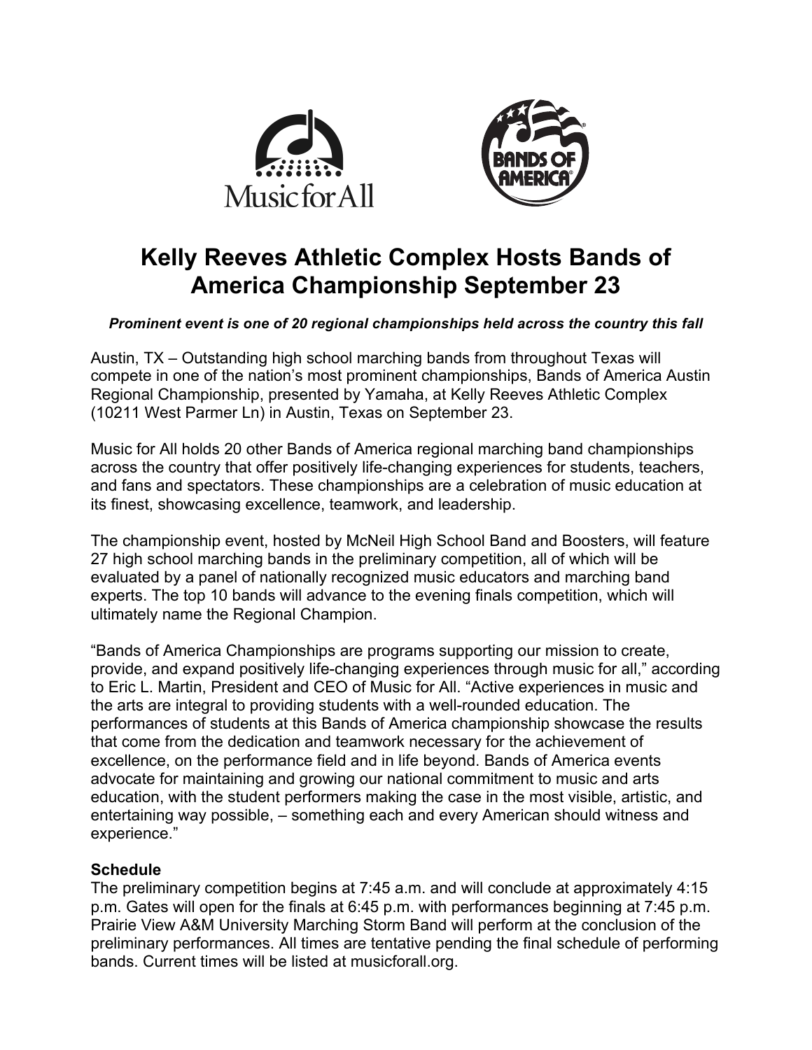# Kelly Reeves Athletic Complex Hosts Bands of America Championship September 23

***Prominent event is one of 20 regional championships held across the country this fall***

Austin, TX – Outstanding high school marching bands from throughout Texas will compete in one of the nation's most prominent championships, Bands of America Austin Regional Championship, presented by Yamaha, at Kelly Reeves Athletic Complex (10211 West Parmer Ln) in Austin, Texas on September 23.

Music for All holds 20 other Bands of America regional marching band championships across the country that offer positively life-changing experiences for students, teachers, and fans and spectators. These championships are a celebration of music education at its finest, showcasing excellence, teamwork, and leadership.

The championship event, hosted by McNeil High School Band and Boosters, will feature 27 high school marching bands in the preliminary competition, all of which will be evaluated by a panel of nationally recognized music educators and marching band experts. The top 10 bands will advance to the evening finals competition, which will ultimately name the Regional Champion.

"Bands of America Championships are programs supporting our mission to create, provide, and expand positively life-changing experiences through music for all," according to Eric L. Martin, President and CEO of Music for All. "Active experiences in music and the arts are integral to providing students with a well-rounded education. The performances of students at this Bands of America championship showcase the results that come from the dedication and teamwork necessary for the achievement of excellence, on the performance field and in life beyond. Bands of America events advocate for maintaining and growing our national commitment to music and arts education, with the student performers making the case in the most visible, artistic, and entertaining way possible, – something each and every American should witness and experience."

**Schedule**

The preliminary competition begins at 7:45 a.m. and will conclude at approximately 4:15 p.m. Gates will open for the finals at 6:45 p.m. with performances beginning at 7:45 p.m. Prairie View A&M University Marching Storm Band will perform at the conclusion of the preliminary performances. All times are tentative pending the final schedule of performing bands. Current times will be listed at musicforall.org.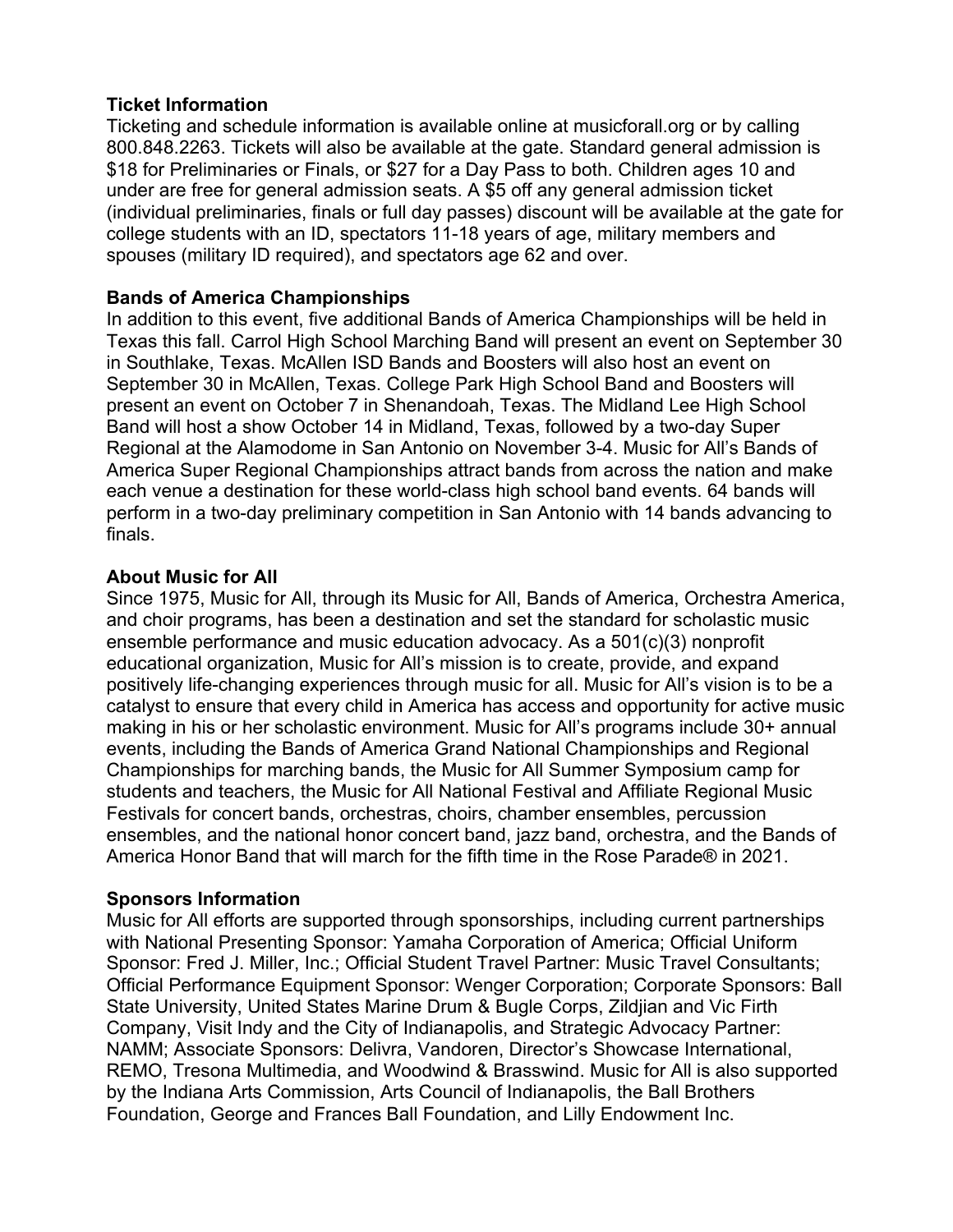**Ticket Information**

Ticketing and schedule information is available online at musicforall.org or by calling 800.848.2263. Tickets will also be available at the gate. Standard general admission is \$18 for Preliminaries or Finals, or \$27 for a Day Pass to both. Children ages 10 and under are free for general admission seats. A \$5 off any general admission ticket (individual preliminaries, finals or full day passes) discount will be available at the gate for college students with an ID, spectators 11-18 years of age, military members and spouses (military ID required), and spectators age 62 and over.

**Bands of America Championships**

In addition to this event, five additional Bands of America Championships will be held in Texas this fall. Carrol High School Marching Band will present an event on September 30 in Southlake, Texas. McAllen ISD Bands and Boosters will also host an event on September 30 in McAllen, Texas. College Park High School Band and Boosters will present an event on October 7 in Shenandoah, Texas. The Midland Lee High School Band will host a show October 14 in Midland, Texas, followed by a two-day Super Regional at the Alamodome in San Antonio on November 3-4. Music for All's Bands of America Super Regional Championships attract bands from across the nation and make each venue a destination for these world-class high school band events. 64 bands will perform in a two-day preliminary competition in San Antonio with 14 bands advancing to finals.

**About Music for All**

Since 1975, Music for All, through its Music for All, Bands of America, Orchestra America, and choir programs, has been a destination and set the standard for scholastic music ensemble performance and music education advocacy. As a 501(c)(3) nonprofit educational organization, Music for All's mission is to create, provide, and expand positively life-changing experiences through music for all. Music for All's vision is to be a catalyst to ensure that every child in America has access and opportunity for active music making in his or her scholastic environment. Music for All's programs include 30+ annual events, including the Bands of America Grand National Championships and Regional Championships for marching bands, the Music for All Summer Symposium camp for students and teachers, the Music for All National Festival and Affiliate Regional Music Festivals for concert bands, orchestras, choirs, chamber ensembles, percussion ensembles, and the national honor concert band, jazz band, orchestra, and the Bands of America Honor Band that will march for the fifth time in the Rose Parade® in 2021.

**Sponsors Information**

Music for All efforts are supported through sponsorships, including current partnerships with National Presenting Sponsor: Yamaha Corporation of America; Official Uniform Sponsor: Fred J. Miller, Inc.; Official Student Travel Partner: Music Travel Consultants; Official Performance Equipment Sponsor: Wenger Corporation; Corporate Sponsors: Ball State University, United States Marine Drum & Bugle Corps, Zildjian and Vic Firth Company, Visit Indy and the City of Indianapolis, and Strategic Advocacy Partner: NAMM; Associate Sponsors: Delivra, Vandoren, Director's Showcase International, REMO, Tresona Multimedia, and Woodwind & Brasswind. Music for All is also supported by the Indiana Arts Commission, Arts Council of Indianapolis, the Ball Brothers Foundation, George and Frances Ball Foundation, and Lilly Endowment Inc.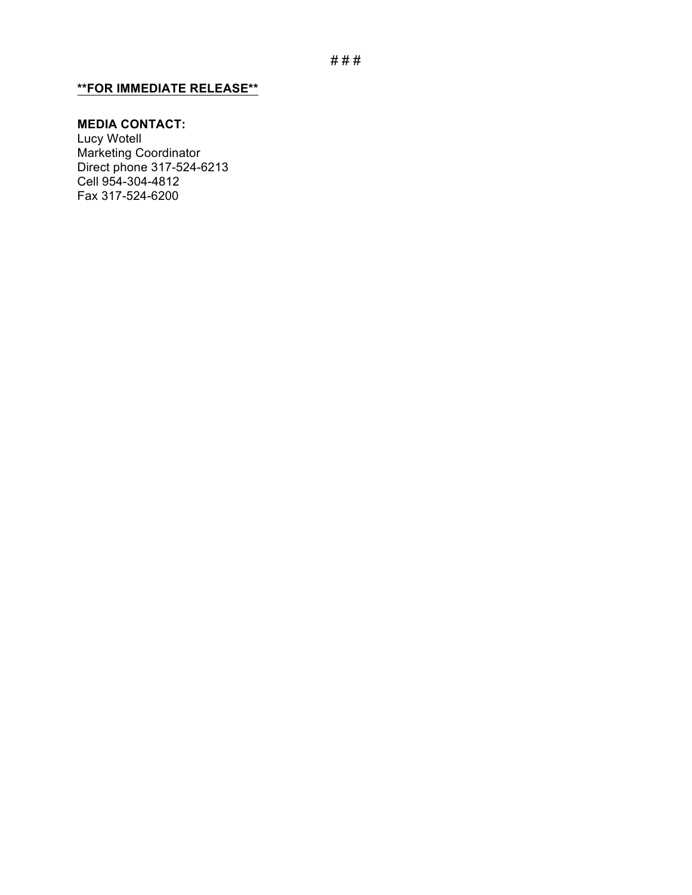# # #

**\*\*FOR IMMEDIATE RELEASE\*\***

**MEDIA CONTACT:**
Lucy Wotell
Marketing Coordinator
Direct phone 317-524-6213
Cell 954-304-4812
Fax 317-524-6200